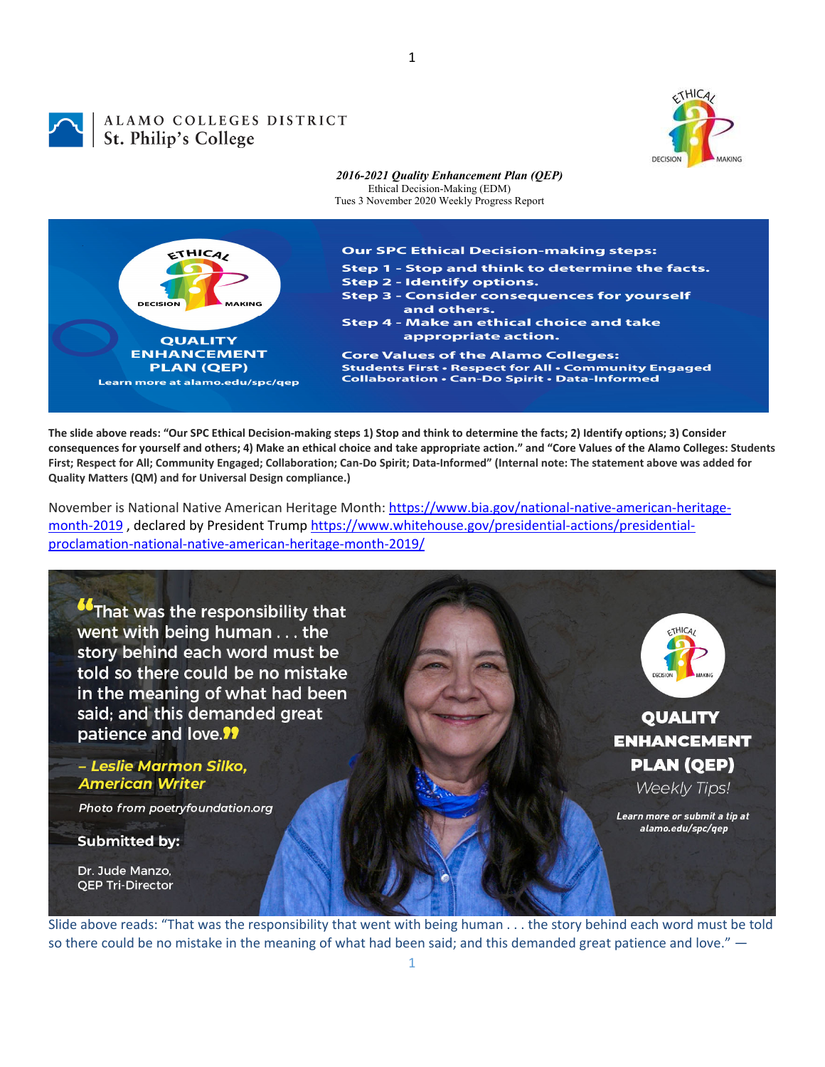ALAMO COLLEGES DISTRICT
St. Philip's College

*2016-2021 Quality Enhancement Plan (QEP)*
Ethical Decision-Making (EDM)
Tues 3 November 2020 Weekly Progress Report

Our SPC Ethical Decision-making steps:
Step 1 - Stop and think to determine the facts.
Step 2 - Identify options.
Step 3 - Consider consequences for yourself and others.
Step 4 - Make an ethical choice and take appropriate action.

Core Values of the Alamo Colleges:
Students First • Respect for All • Community Engaged
Collaboration • Can-Do Spirit • Data-Informed

QUALITY ENHANCEMENT PLAN (QEP)
Learn more at alamo.edu/spc/qep

**The slide above reads: "Our SPC Ethical Decision-making steps 1) Stop and think to determine the facts; 2) Identify options; 3) Consider consequences for yourself and others; 4) Make an ethical choice and take appropriate action." and "Core Values of the Alamo Colleges: Students First; Respect for All; Community Engaged; Collaboration; Can-Do Spirit; Data-Informed" (Internal note: The statement above was added for Quality Matters (QM) and for Universal Design compliance.)**

November is National Native American Heritage Month: https://www.bia.gov/national-native-american-heritage-month-2019 , declared by President Trump https://www.whitehouse.gov/presidential-actions/presidential-proclamation-national-native-american-heritage-month-2019/

"That was the responsibility that went with being human . . . the story behind each word must be told so there could be no mistake in the meaning of what had been said; and this demanded great patience and love."

*– Leslie Marmon Silko, American Writer*

*Photo from poetryfoundation.org*

**Submitted by:**

Dr. Jude Manzo,
QEP Tri-Director

QUALITY ENHANCEMENT PLAN (QEP)
*Weekly Tips!*
*Learn more or submit a tip at alamo.edu/spc/qep*

Slide above reads: "That was the responsibility that went with being human . . . the story behind each word must be told so there could be no mistake in the meaning of what had been said; and this demanded great patience and love." —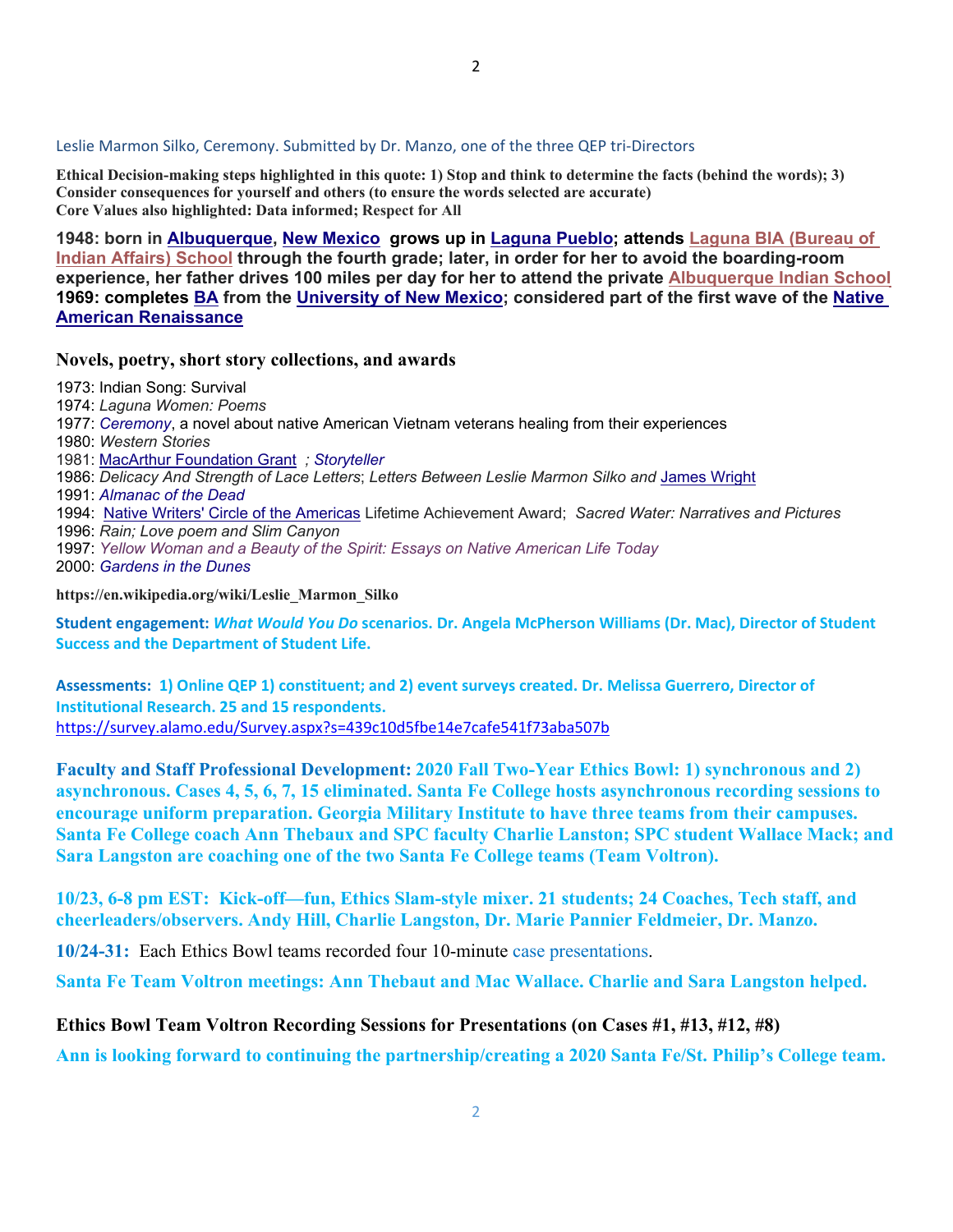Leslie Marmon Silko, Ceremony. Submitted by Dr. Manzo, one of the three QEP tri-Directors

**Ethical Decision-making steps highlighted in this quote: 1) Stop and think to determine the facts (behind the words); 3) Consider consequences for yourself and others (to ensure the words selected are accurate)**
**Core Values also highlighted: Data informed; Respect for All**

**1948: born in Albuquerque, New Mexico grows up in Laguna Pueblo; attends Laguna BIA (Bureau of Indian Affairs) School through the fourth grade; later, in order for her to avoid the boarding-room experience, her father drives 100 miles per day for her to attend the private Albuquerque Indian School**
**1969: completes BA from the University of New Mexico; considered part of the first wave of the Native American Renaissance**

### Novels, poetry, short story collections, and awards

1973: Indian Song: Survival
1974: *Laguna Women: Poems*
1977: *Ceremony*, a novel about native American Vietnam veterans healing from their experiences
1980: *Western Stories*
1981: MacArthur Foundation Grant *; Storyteller*
1986: *Delicacy And Strength of Lace Letters*; *Letters Between Leslie Marmon Silko and* James Wright
1991: *Almanac of the Dead*
1994: Native Writers' Circle of the Americas Lifetime Achievement Award; *Sacred Water: Narratives and Pictures*
1996: *Rain; Love poem and Slim Canyon*
1997: *Yellow Woman and a Beauty of the Spirit: Essays on Native American Life Today*
2000: *Gardens in the Dunes*

**https://en.wikipedia.org/wiki/Leslie_Marmon_Silko**

**Student engagement:** ***What Would You Do*** **scenarios. Dr. Angela McPherson Williams (Dr. Mac), Director of Student Success and the Department of Student Life.**

**Assessments: 1) Online QEP 1) constituent; and 2) event surveys created. Dr. Melissa Guerrero, Director of Institutional Research. 25 and 15 respondents.**
https://survey.alamo.edu/Survey.aspx?s=439c10d5fbe14e7cafe541f73aba507b

**Faculty and Staff Professional Development: 2020 Fall Two-Year Ethics Bowl: 1) synchronous and 2) asynchronous. Cases 4, 5, 6, 7, 15 eliminated. Santa Fe College hosts asynchronous recording sessions to encourage uniform preparation. Georgia Military Institute to have three teams from their campuses. Santa Fe College coach Ann Thebaux and SPC faculty Charlie Lanston; SPC student Wallace Mack; and Sara Langston are coaching one of the two Santa Fe College teams (Team Voltron).**

**10/23, 6-8 pm EST: Kick-off—fun, Ethics Slam-style mixer. 21 students; 24 Coaches, Tech staff, and cheerleaders/observers. Andy Hill, Charlie Langston, Dr. Marie Pannier Feldmeier, Dr. Manzo.**

**10/24-31:** Each Ethics Bowl teams recorded four 10-minute case presentations.

**Santa Fe Team Voltron meetings: Ann Thebaut and Mac Wallace. Charlie and Sara Langston helped.**

**Ethics Bowl Team Voltron Recording Sessions for Presentations (on Cases #1, #13, #12, #8)**

**Ann is looking forward to continuing the partnership/creating a 2020 Santa Fe/St. Philip's College team.**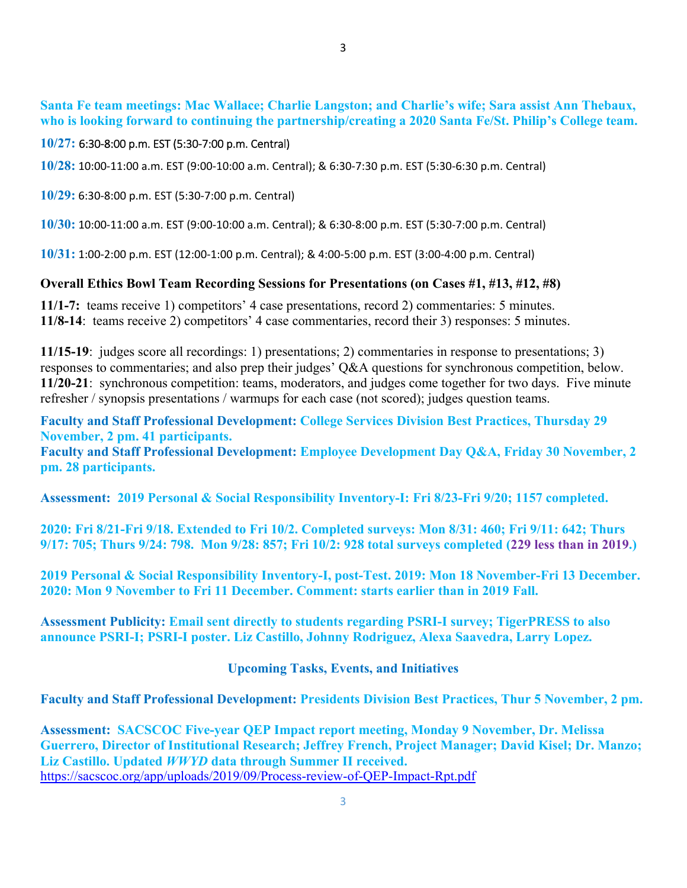**Santa Fe team meetings: Mac Wallace; Charlie Langston; and Charlie's wife; Sara assist Ann Thebaux, who is looking forward to continuing the partnership/creating a 2020 Santa Fe/St. Philip's College team.**

**10/27:** 6:30-8:00 p.m. EST (5:30-7:00 p.m. Central)

**10/28:** 10:00-11:00 a.m. EST (9:00-10:00 a.m. Central); & 6:30-7:30 p.m. EST (5:30-6:30 p.m. Central)

**10/29:** 6:30-8:00 p.m. EST (5:30-7:00 p.m. Central)

**10/30:** 10:00-11:00 a.m. EST (9:00-10:00 a.m. Central); & 6:30-8:00 p.m. EST (5:30-7:00 p.m. Central)

**10/31:** 1:00-2:00 p.m. EST (12:00-1:00 p.m. Central); & 4:00-5:00 p.m. EST (3:00-4:00 p.m. Central)

**Overall Ethics Bowl Team Recording Sessions for Presentations (on Cases #1, #13, #12, #8)**

**11/1-7:** teams receive 1) competitors' 4 case presentations, record 2) commentaries: 5 minutes.
**11/8-14**: teams receive 2) competitors' 4 case commentaries, record their 3) responses: 5 minutes.

**11/15-19**: judges score all recordings: 1) presentations; 2) commentaries in response to presentations; 3) responses to commentaries; and also prep their judges' Q&A questions for synchronous competition, below.
**11/20-21**: synchronous competition: teams, moderators, and judges come together for two days. Five minute refresher / synopsis presentations / warmups for each case (not scored); judges question teams.

**Faculty and Staff Professional Development: College Services Division Best Practices, Thursday 29 November, 2 pm. 41 participants.**
**Faculty and Staff Professional Development: Employee Development Day Q&A, Friday 30 November, 2 pm. 28 participants.**

**Assessment: 2019 Personal & Social Responsibility Inventory-I: Fri 8/23-Fri 9/20; 1157 completed.**

**2020: Fri 8/21-Fri 9/18. Extended to Fri 10/2. Completed surveys: Mon 8/31: 460; Fri 9/11: 642; Thurs 9/17: 705; Thurs 9/24: 798. Mon 9/28: 857; Fri 10/2: 928 total surveys completed (229 less than in 2019.)**

**2019 Personal & Social Responsibility Inventory-I, post-Test. 2019: Mon 18 November-Fri 13 December. 2020: Mon 9 November to Fri 11 December. Comment: starts earlier than in 2019 Fall.**

**Assessment Publicity: Email sent directly to students regarding PSRI-I survey; TigerPRESS to also announce PSRI-I; PSRI-I poster. Liz Castillo, Johnny Rodriguez, Alexa Saavedra, Larry Lopez.**

## Upcoming Tasks, Events, and Initiatives

**Faculty and Staff Professional Development: Presidents Division Best Practices, Thur 5 November, 2 pm.**

**Assessment: SACSCOC Five-year QEP Impact report meeting, Monday 9 November, Dr. Melissa Guerrero, Director of Institutional Research; Jeffrey French, Project Manager; David Kisel; Dr. Manzo; Liz Castillo. Updated *WWYD* data through Summer II received.**
https://sacscoc.org/app/uploads/2019/09/Process-review-of-QEP-Impact-Rpt.pdf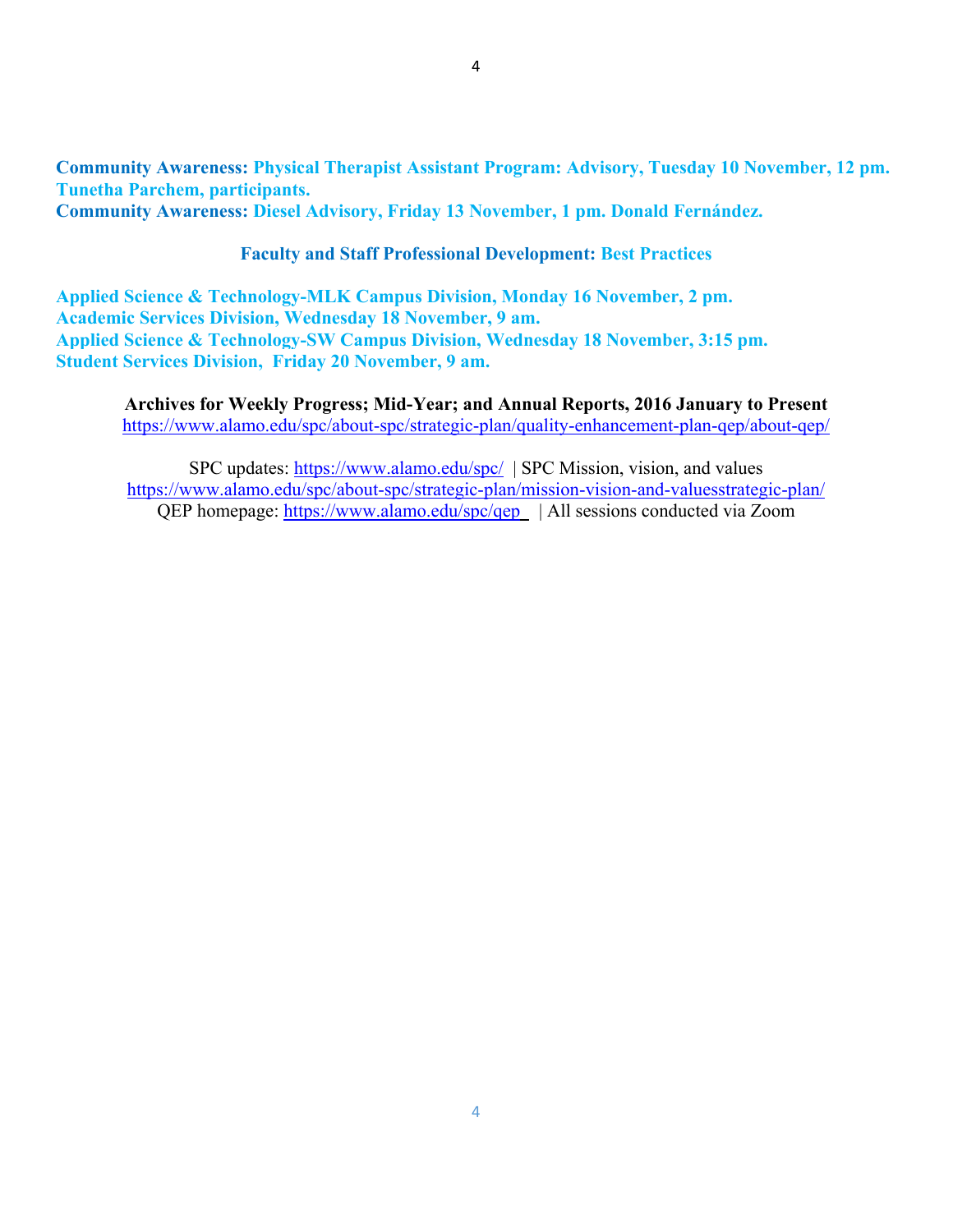**Community Awareness:** **Physical Therapist Assistant Program: Advisory, Tuesday 10 November, 12 pm. Tunetha Parchem, participants.**
**Community Awareness:** **Diesel Advisory, Friday 13 November, 1 pm. Donald Fernández.**

**Faculty and Staff Professional Development: Best Practices**

**Applied Science & Technology-MLK Campus Division, Monday 16 November, 2 pm.**
**Academic Services Division, Wednesday 18 November, 9 am.**
**Applied Science & Technology-SW Campus Division, Wednesday 18 November, 3:15 pm.**
**Student Services Division, Friday 20 November, 9 am.**

**Archives for Weekly Progress; Mid-Year; and Annual Reports, 2016 January to Present**
https://www.alamo.edu/spc/about-spc/strategic-plan/quality-enhancement-plan-qep/about-qep/

SPC updates: https://www.alamo.edu/spc/ | SPC Mission, vision, and values
https://www.alamo.edu/spc/about-spc/strategic-plan/mission-vision-and-valuesstrategic-plan/
QEP homepage: https://www.alamo.edu/spc/qep | All sessions conducted via Zoom